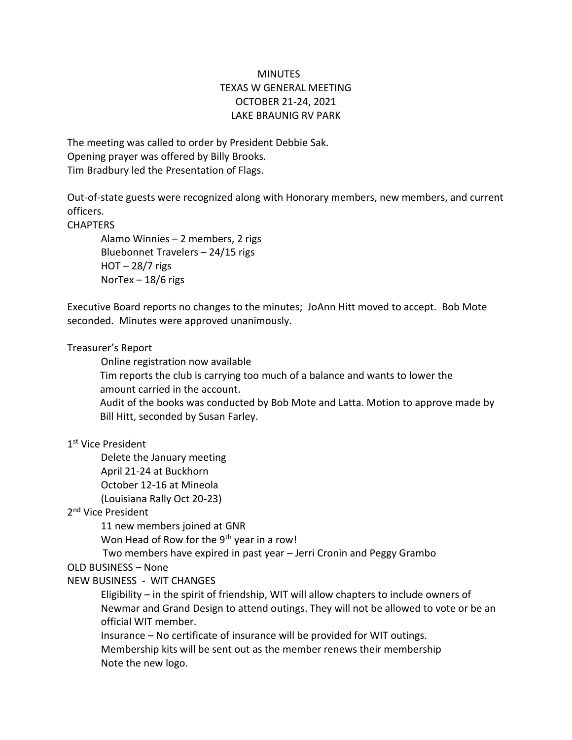# MINUTES
## TEXAS W GENERAL MEETING
### OCTOBER 21-24, 2021
### LAKE BRAUNIG RV PARK

The meeting was called to order by President Debbie Sak.
Opening prayer was offered by Billy Brooks.
Tim Bradbury led the Presentation of Flags.

Out-of-state guests were recognized along with Honorary members, new members, and current officers.

CHAPTERS

- Alamo Winnies – 2 members, 2 rigs
- Bluebonnet Travelers – 24/15 rigs
- HOT – 28/7 rigs
- NorTex – 18/6 rigs

Executive Board reports no changes to the minutes; JoAnn Hitt moved to accept. Bob Mote seconded. Minutes were approved unanimously.

Treasurer's Report

- Online registration now available
- Tim reports the club is carrying too much of a balance and wants to lower the amount carried in the account.
- Audit of the books was conducted by Bob Mote and Latta. Motion to approve made by Bill Hitt, seconded by Susan Farley.

1st Vice President

- Delete the January meeting
- April 21-24 at Buckhorn
- October 12-16 at Mineola
- (Louisiana Rally Oct 20-23)

2nd Vice President

- 11 new members joined at GNR
- Won Head of Row for the 9th year in a row!
- Two members have expired in past year – Jerri Cronin and Peggy Grambo

OLD BUSINESS – None

NEW BUSINESS - WIT CHANGES

- Eligibility – in the spirit of friendship, WIT will allow chapters to include owners of Newmar and Grand Design to attend outings. They will not be allowed to vote or be an official WIT member.
- Insurance – No certificate of insurance will be provided for WIT outings.
- Membership kits will be sent out as the member renews their membership
- Note the new logo.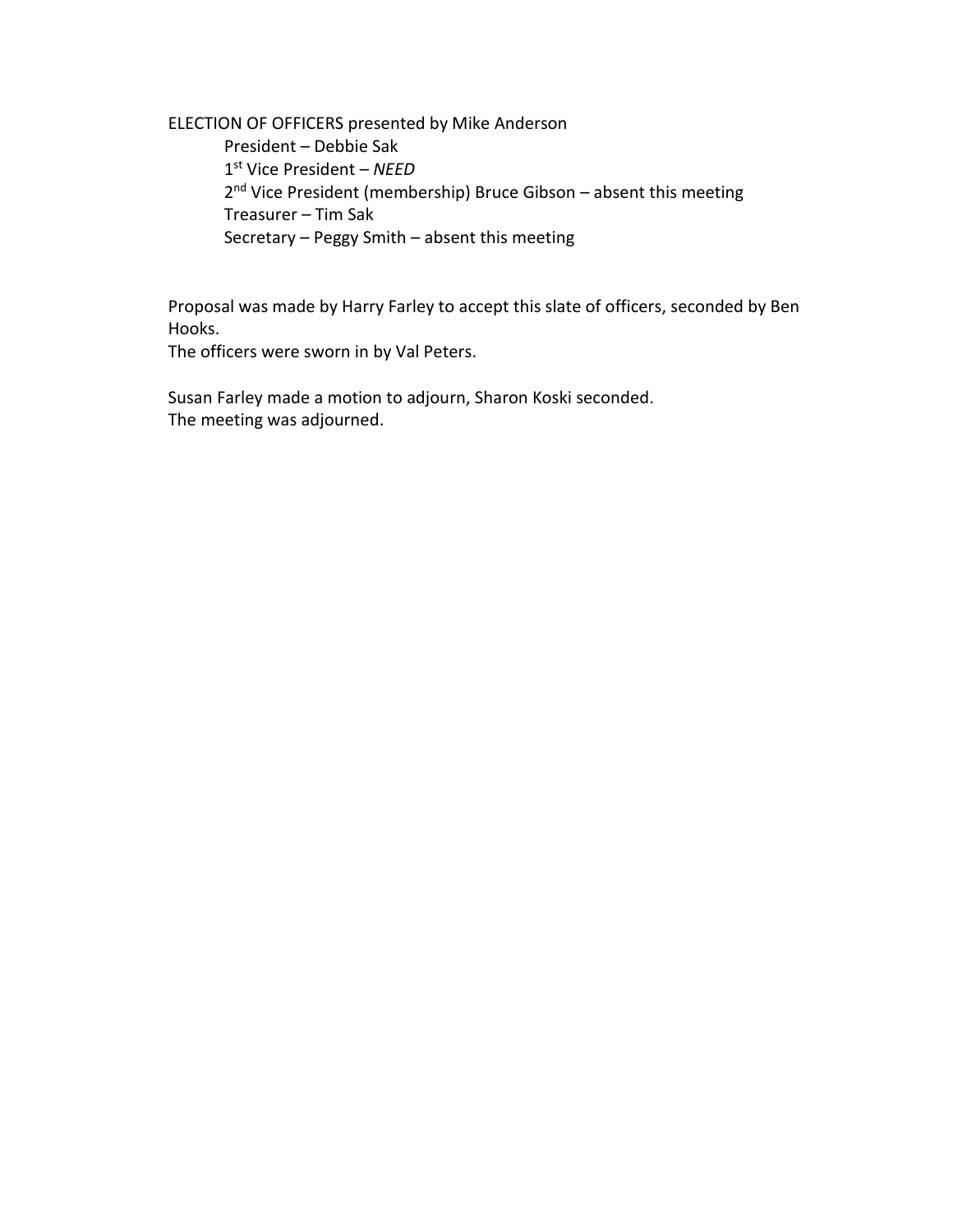ELECTION OF OFFICERS presented by Mike Anderson

- President – Debbie Sak
- 1st Vice President – *NEED*
- 2nd Vice President (membership) Bruce Gibson – absent this meeting
- Treasurer – Tim Sak
- Secretary – Peggy Smith – absent this meeting

Proposal was made by Harry Farley to accept this slate of officers, seconded by Ben Hooks.
The officers were sworn in by Val Peters.

Susan Farley made a motion to adjourn, Sharon Koski seconded.
The meeting was adjourned.